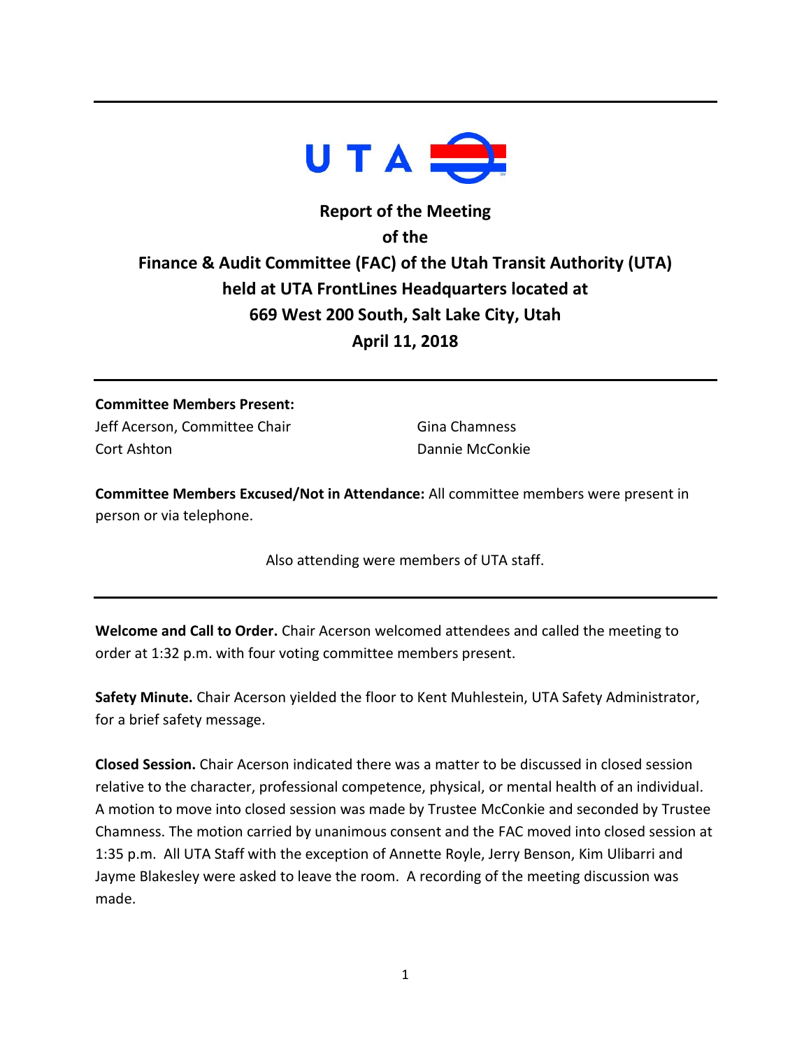# Report of the Meeting of the Finance & Audit Committee (FAC) of the Utah Transit Authority (UTA) held at UTA FrontLines Headquarters located at 669 West 200 South, Salt Lake City, Utah

## April 11, 2018

**Committee Members Present:**

Jeff Acerson, Committee Chair
Cort Ashton
Gina Chamness
Dannie McConkie

**Committee Members Excused/Not in Attendance:** All committee members were present in person or via telephone.

Also attending were members of UTA staff.

**Welcome and Call to Order.** Chair Acerson welcomed attendees and called the meeting to order at 1:32 p.m. with four voting committee members present.

**Safety Minute.** Chair Acerson yielded the floor to Kent Muhlestein, UTA Safety Administrator, for a brief safety message.

**Closed Session.** Chair Acerson indicated there was a matter to be discussed in closed session relative to the character, professional competence, physical, or mental health of an individual. A motion to move into closed session was made by Trustee McConkie and seconded by Trustee Chamness. The motion carried by unanimous consent and the FAC moved into closed session at 1:35 p.m. All UTA Staff with the exception of Annette Royle, Jerry Benson, Kim Ulibarri and Jayme Blakesley were asked to leave the room. A recording of the meeting discussion was made.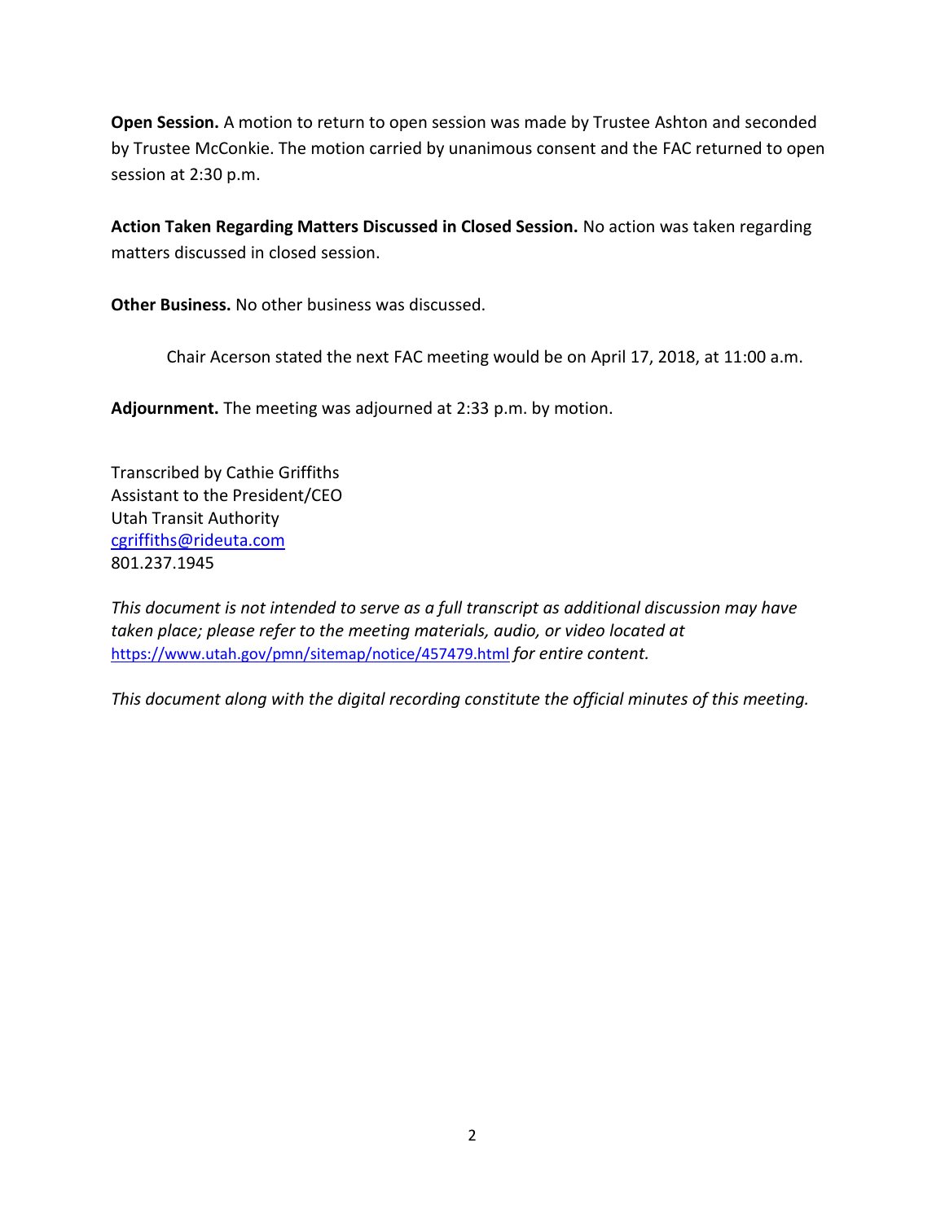**Open Session.** A motion to return to open session was made by Trustee Ashton and seconded by Trustee McConkie. The motion carried by unanimous consent and the FAC returned to open session at 2:30 p.m.

**Action Taken Regarding Matters Discussed in Closed Session.** No action was taken regarding matters discussed in closed session.

**Other Business.** No other business was discussed.

Chair Acerson stated the next FAC meeting would be on April 17, 2018, at 11:00 a.m.

**Adjournment.** The meeting was adjourned at 2:33 p.m. by motion.

Transcribed by Cathie Griffiths
Assistant to the President/CEO
Utah Transit Authority
cgriffiths@rideuta.com
801.237.1945

*This document is not intended to serve as a full transcript as additional discussion may have taken place; please refer to the meeting materials, audio, or video located at* https://www.utah.gov/pmn/sitemap/notice/457479.html *for entire content.*

*This document along with the digital recording constitute the official minutes of this meeting.*